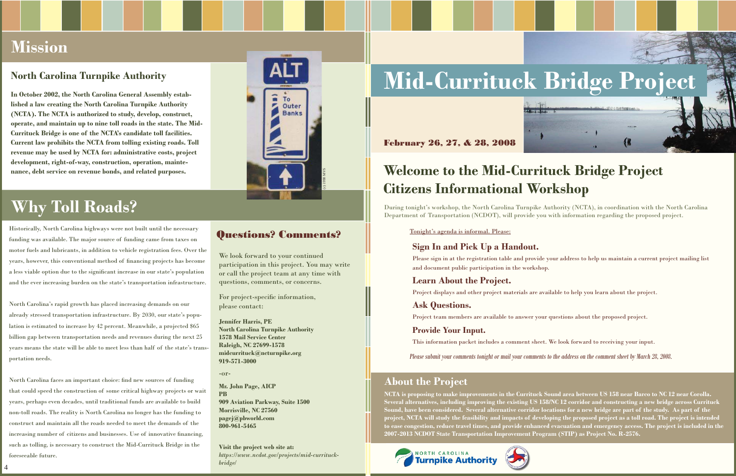## Mission

### North Carolina Turnpike Authority

**In October 2002, the North Carolina General Assembly established a law creating the North Carolina Turnpike Authority (NCTA). The NCTA is authorized to study, develop, construct, operate, and maintain up to nine toll roads in the state. The Mid-Currituck Bridge is one of the NCTA's candidate toll facilities. Current law prohibits the NCTA from tolling existing roads. Toll revenue may be used by NCTA for: administrative costs, project development, right-of-way, construction, operation, maintenance, debt service on revenue bonds, and related purposes.**

## Why Toll Roads?

Historically, North Carolina highways were not built until the necessary funding was available. The major source of funding came from taxes on motor fuels and lubricants, in addition to vehicle registration fees. Over the years, however, this conventional method of financing projects has become a less viable option due to the significant increase in our state's population and the ever increasing burden on the state's transportation infrastructure.

North Carolina's rapid growth has placed increasing demands on our already stressed transportation infrastructure. By 2030, our state's population is estimated to increase by 42 percent. Meanwhile, a projected $65 billion gap between transportation needs and revenues during the next 25 years means the state will be able to meet less than half of the state's transportation needs.

North Carolina faces an important choice: find new sources of funding that could speed the construction of some critical highway projects or wait years, perhaps even decades, until traditional funds are available to build non-toll roads. The reality is North Carolina no longer has the funding to construct and maintain all the roads needed to meet the demands of the increasing number of citizens and businesses. Use of innovative financing, such as tolling, is necessary to construct the Mid-Currituck Bridge in the foreseeable future.

## Questions? Comments?

We look forward to your continued participation in this project. You may write or call the project team at any time with questions, comments, or concerns.

For project-specific information, please contact:

**Jennifer Harris, PE**
**North Carolina Turnpike Authority**
**1578 Mail Service Center**
**Raleigh, NC 27699-1578**
**midcurrituck@ncturnpike.org**
**919-571-3000**

-or-

**Mr. John Page, AICP**
**PB**
**909 Aviation Parkway, Suite 1500**
**Morrisville, NC 27560**
**pagej@pbworld.com**
**800-961-5465**

**Visit the project web site at:**
*https://www.ncdot.gov/projects/mid-currituck-bridge/*

# Mid-Currituck Bridge Project

**February 26, 27, & 28, 2008**

## Welcome to the Mid-Currituck Bridge Project Citizens Informational Workshop

During tonight's workshop, the North Carolina Turnpike Authority (NCTA), in coordination with the North Carolina Department of Transportation (NCDOT), will provide you with information regarding the proposed project.

Tonight's agenda is informal. Please:

### Sign In and Pick Up a Handout.

Please sign in at the registration table and provide your address to help us maintain a current project mailing list and document public participation in the workshop.

### Learn About the Project.

Project displays and other project materials are available to help you learn about the project.

### Ask Questions.

Project team members are available to answer your questions about the proposed project.

### Provide Your Input.

This information packet includes a comment sheet. We look forward to receiving your input.

*Please submit your comments tonight or mail your comments to the address on the comment sheet by March 28, 2008.*

## About the Project

**NCTA is proposing to make improvements in the Currituck Sound area between US 158 near Barco to NC 12 near Corolla. Several alternatives, including improving the existing US 158/NC 12 corridor and constructing a new bridge across Currituck Sound, have been considered. Several alternative corridor locations for a new bridge are part of the study. As part of the project, NCTA will study the feasibility and impacts of developing the proposed project as a toll road. The project is intended to ease congestion, reduce travel times, and provide enhanced evacuation and emergency access. The project is included in the 2007-2013 NCDOT State Transportation Improvement Program (STIP) as Project No. R-2576.**

NORTH CAROLINA Turnpike Authority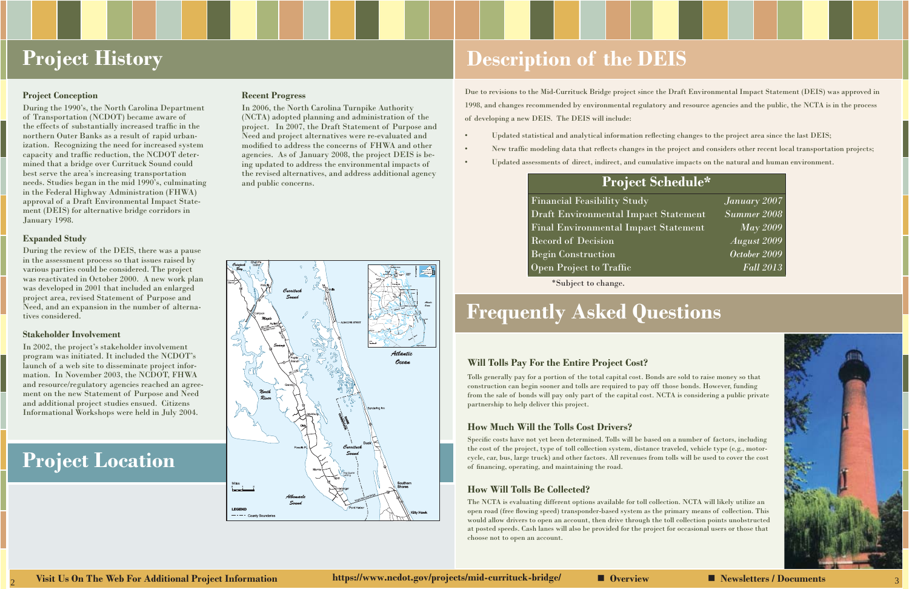# Project History

### Project Conception

During the 1990's, the North Carolina Department of Transportation (NCDOT) became aware of the effects of substantially increased traffic in the northern Outer Banks as a result of rapid urbanization. Recognizing the need for increased system capacity and traffic reduction, the NCDOT determined that a bridge over Currituck Sound could best serve the area's increasing transportation needs. Studies began in the mid 1990's, culminating in the Federal Highway Administration (FHWA) approval of a Draft Environmental Impact Statement (DEIS) for alternative bridge corridors in January 1998.

### Expanded Study

During the review of the DEIS, there was a pause in the assessment process so that issues raised by various parties could be considered. The project was reactivated in October 2000. A new work plan was developed in 2001 that included an enlarged project area, revised Statement of Purpose and Need, and an expansion in the number of alternatives considered.

### Stakeholder Involvement

In 2002, the project's stakeholder involvement program was initiated. It included the NCDOT's launch of a web site to disseminate project information. In November 2003, the NCDOT, FHWA and resource/regulatory agencies reached an agreement on the new Statement of Purpose and Need and additional project studies ensued. Citizens Informational Workshops were held in July 2004.

### Recent Progress

In 2006, the North Carolina Turnpike Authority (NCTA) adopted planning and administration of the project. In 2007, the Draft Statement of Purpose and Need and project alternatives were re-evaluated and modified to address the concerns of FHWA and other agencies. As of January 2008, the project DEIS is being updated to address the environmental impacts of the revised alternatives, and address additional agency and public concerns.

# Project Location

# Description of the DEIS

Due to revisions to the Mid-Currituck Bridge project since the Draft Environmental Impact Statement (DEIS) was approved in 1998, and changes recommended by environmental regulatory and resource agencies and the public, the NCTA is in the process of developing a new DEIS. The DEIS will include:

- Updated statistical and analytical information reflecting changes to the project area since the last DEIS;
- New traffic modeling data that reflects changes in the project and considers other recent local transportation projects;
- Updated assessments of direct, indirect, and cumulative impacts on the natural and human environment.

| Project Schedule* | |
|---|---|
| Financial Feasibility Study | *January 2007* |
| Draft Environmental Impact Statement | *Summer 2008* |
| Final Environmental Impact Statement | *May 2009* |
| Record of Decision | *August 2009* |
| Begin Construction | *October 2009* |
| Open Project to Traffic | *Fall 2013* |

*Subject to change.

# Frequently Asked Questions

### Will Tolls Pay For the Entire Project Cost?

Tolls generally pay for a portion of the total capital cost. Bonds are sold to raise money so that construction can begin sooner and tolls are required to pay off those bonds. However, funding from the sale of bonds will pay only part of the capital cost. NCTA is considering a public private partnership to help deliver this project.

### How Much Will the Tolls Cost Drivers?

Specific costs have not yet been determined. Tolls will be based on a number of factors, including the cost of the project, type of toll collection system, distance traveled, vehicle type (e.g., motorcycle, car, bus, large truck) and other factors. All revenues from tolls will be used to cover the cost of financing, operating, and maintaining the road.

### How Will Tolls Be Collected?

The NCTA is evaluating different options available for toll collection. NCTA will likely utilize an open road (free flowing speed) transponder-based system as the primary means of collection. This would allow drivers to open an account, then drive through the toll collection points unobstructed at posted speeds. Cash lanes will also be provided for the project for occasional users or those that choose not to open an account.

**Visit Us On The Web For Additional Project Information** **https://www.ncdot.gov/projects/mid-currituck-bridge/** ■ **Overview** ■ **Newsletters / Documents**